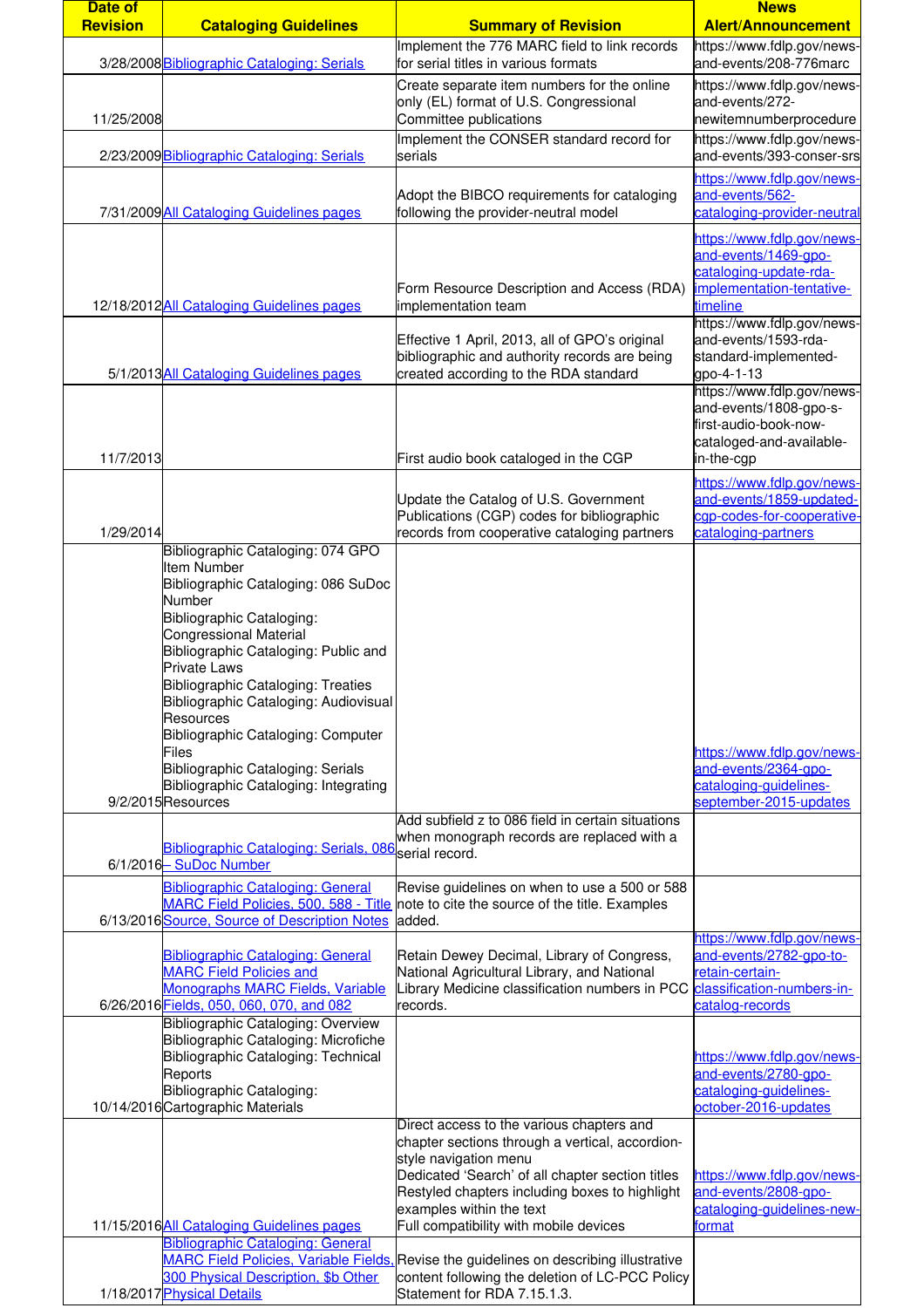| Date of Revision | Cataloging Guidelines | Summary of Revision | News Alert/Announcement |
|---|---|---|---|
| 3/28/2008 | Bibliographic Cataloging: Serials | Implement the 776 MARC field to link records for serial titles in various formats | https://www.fdlp.gov/news-and-events/208-776marc |
| 11/25/2008 | | Create separate item numbers for the online only (EL) format of U.S. Congressional Committee publications | https://www.fdlp.gov/news-and-events/272-newitemnumberprocedure |
| 2/23/2009 | Bibliographic Cataloging: Serials | Implement the CONSER standard record for serials | https://www.fdlp.gov/news-and-events/393-conser-srs |
| 7/31/2009 | All Cataloging Guidelines pages | Adopt the BIBCO requirements for cataloging following the provider-neutral model | https://www.fdlp.gov/news-and-events/562-cataloging-provider-neutral |
| 12/18/2012 | All Cataloging Guidelines pages | Form Resource Description and Access (RDA) implementation team | https://www.fdlp.gov/news-and-events/1469-gpo-cataloging-update-rda-implementation-tentative-timeline |
| 5/1/2013 | All Cataloging Guidelines pages | Effective 1 April, 2013, all of GPO's original bibliographic and authority records are being created according to the RDA standard | https://www.fdlp.gov/news-and-events/1593-rda-standard-implemented-gpo-4-1-13 |
| 11/7/2013 | | First audio book cataloged in the CGP | https://www.fdlp.gov/news-and-events/1808-gpo-s-first-audio-book-now-cataloged-and-available-in-the-cgp |
| 1/29/2014 | | Update the Catalog of U.S. Government Publications (CGP) codes for bibliographic records from cooperative cataloging partners | https://www.fdlp.gov/news-and-events/1859-updated-cgp-codes-for-cooperative-cataloging-partners |
| 9/2/2015 | Bibliographic Cataloging: 074 GPO Item Number<br>Bibliographic Cataloging: 086 SuDoc Number<br>Bibliographic Cataloging: Congressional Material<br>Bibliographic Cataloging: Public and Private Laws<br>Bibliographic Cataloging: Treaties<br>Bibliographic Cataloging: Audiovisual Resources<br>Bibliographic Cataloging: Computer Files<br>Bibliographic Cataloging: Serials<br>Bibliographic Cataloging: Integrating Resources | | https://www.fdlp.gov/news-and-events/2364-gpo-cataloging-guidelines-september-2015-updates |
| 6/1/2016 | Bibliographic Cataloging: Serials, 086 – SuDoc Number | Add subfield z to 086 field in certain situations when monograph records are replaced with a serial record. | |
| 6/13/2016 | Bibliographic Cataloging: General MARC Field Policies, 500, 588 - Title Source, Source of Description Notes | Revise guidelines on when to use a 500 or 588 note to cite the source of the title. Examples added. | |
| 6/26/2016 | Bibliographic Cataloging: General MARC Field Policies and Monographs MARC Fields, Variable Fields, 050, 060, 070, and 082 | Retain Dewey Decimal, Library of Congress, National Agricultural Library, and National Library Medicine classification numbers in PCC records. | https://www.fdlp.gov/news-and-events/2782-gpo-to-retain-certain-classification-numbers-in-catalog-records |
| 10/14/2016 | Bibliographic Cataloging: Overview<br>Bibliographic Cataloging: Microfiche<br>Bibliographic Cataloging: Technical Reports<br>Bibliographic Cataloging: Cartographic Materials | | https://www.fdlp.gov/news-and-events/2780-gpo-cataloging-guidelines-october-2016-updates |
| 11/15/2016 | All Cataloging Guidelines pages | Direct access to the various chapters and chapter sections through a vertical, accordion-style navigation menu<br>Dedicated 'Search' of all chapter section titles<br>Restyled chapters including boxes to highlight examples within the text<br>Full compatibility with mobile devices | https://www.fdlp.gov/news-and-events/2808-gpo-cataloging-guidelines-new-format |
| 1/18/2017 | Bibliographic Cataloging: General MARC Field Policies, Variable Fields, 300 Physical Description, $b Other Physical Details | Revise the guidelines on describing illustrative content following the deletion of LC-PCC Policy Statement for RDA 7.15.1.3. | |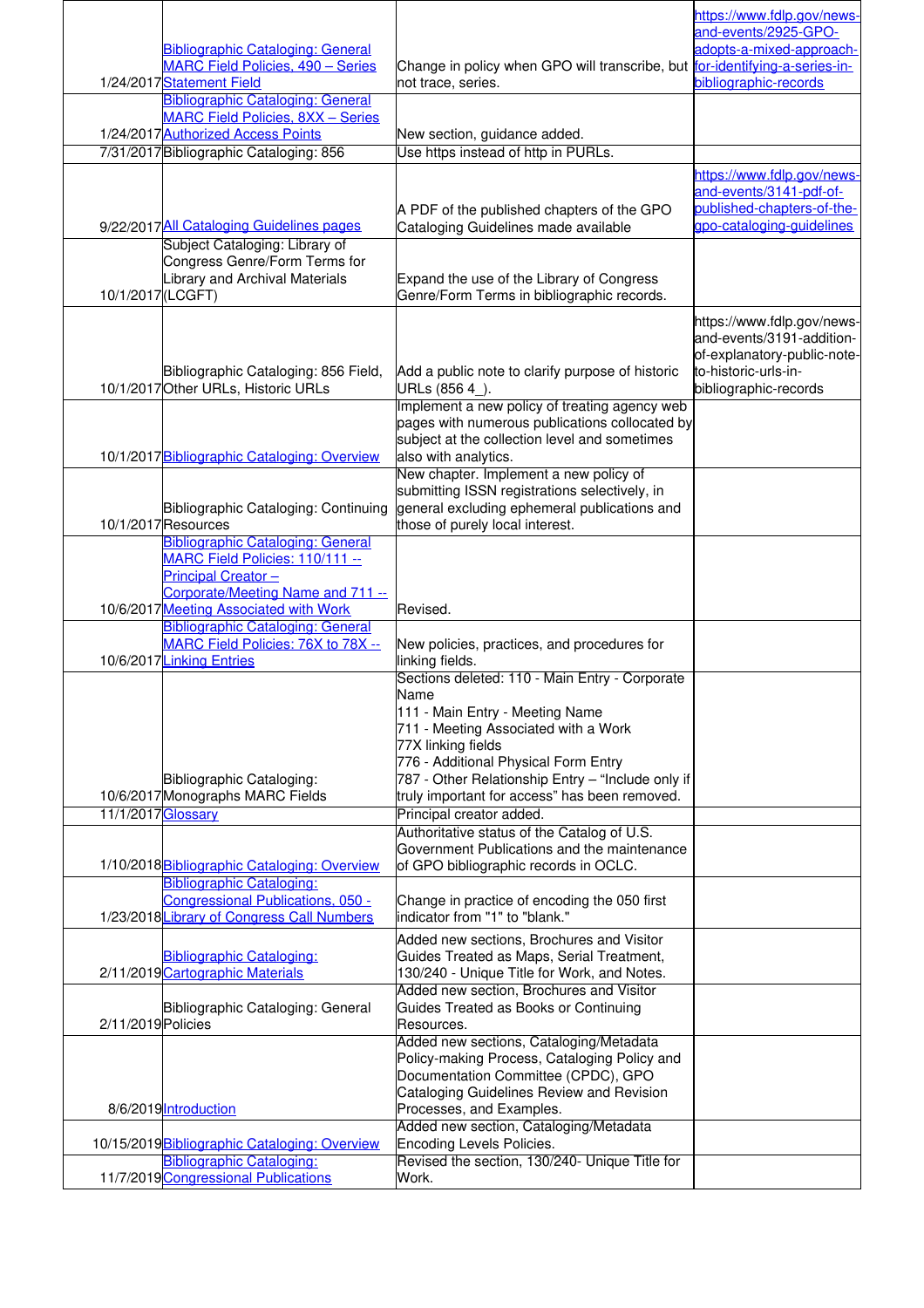| | | | |
|---|---|---|---|
| 1/24/2017 | Bibliographic Cataloging: General MARC Field Policies, 490 – Series Statement Field | Change in policy when GPO will transcribe, but not trace, series. | https://www.fdlp.gov/news-and-events/2925-GPO-adopts-a-mixed-approach-for-identifying-a-series-in-bibliographic-records |
| 1/24/2017 | Bibliographic Cataloging: General MARC Field Policies, 8XX – Series Authorized Access Points | New section, guidance added. | |
| 7/31/2017 | Bibliographic Cataloging: 856 | Use https instead of http in PURLs. | |
| 9/22/2017 | All Cataloging Guidelines pages | A PDF of the published chapters of the GPO Cataloging Guidelines made available | https://www.fdlp.gov/news-and-events/3141-pdf-of-published-chapters-of-the-gpo-cataloging-guidelines |
| 10/1/2017 | Subject Cataloging: Library of Congress Genre/Form Terms for Library and Archival Materials (LCGFT) | Expand the use of the Library of Congress Genre/Form Terms in bibliographic records. | |
| 10/1/2017 | Bibliographic Cataloging: 856 Field, Other URLs, Historic URLs | Add a public note to clarify purpose of historic URLs (856 4_). | https://www.fdlp.gov/news-and-events/3191-addition-of-explanatory-public-note-to-historic-urls-in-bibliographic-records |
| 10/1/2017 | Bibliographic Cataloging: Overview | Implement a new policy of treating agency web pages with numerous publications collocated by subject at the collection level and sometimes also with analytics. | |
| 10/1/2017 | Bibliographic Cataloging: Continuing Resources | New chapter. Implement a new policy of submitting ISSN registrations selectively, in general excluding ephemeral publications and those of purely local interest. | |
| 10/6/2017 | Bibliographic Cataloging: General MARC Field Policies: 110/111 -- Principal Creator – Corporate/Meeting Name and 711 -- Meeting Associated with Work | Revised. | |
| 10/6/2017 | Bibliographic Cataloging: General MARC Field Policies: 76X to 78X -- Linking Entries | New policies, practices, and procedures for linking fields. | |
| 10/6/2017 | Bibliographic Cataloging: Monographs MARC Fields | Sections deleted: 110 - Main Entry - Corporate Name<br>111 - Main Entry - Meeting Name<br>711 - Meeting Associated with a Work<br>77X linking fields<br>776 - Additional Physical Form Entry<br>787 - Other Relationship Entry – "Include only if truly important for access" has been removed. | |
| 11/1/2017 | Glossary | Principal creator added. | |
| 1/10/2018 | Bibliographic Cataloging: Overview | Authoritative status of the Catalog of U.S. Government Publications and the maintenance of GPO bibliographic records in OCLC. | |
| 1/23/2018 | Bibliographic Cataloging: Congressional Publications, 050 - Library of Congress Call Numbers | Change in practice of encoding the 050 first indicator from "1" to "blank." | |
| 2/11/2019 | Bibliographic Cataloging: Cartographic Materials | Added new sections, Brochures and Visitor Guides Treated as Maps, Serial Treatment, 130/240 - Unique Title for Work, and Notes. | |
| 2/11/2019 | Bibliographic Cataloging: General Policies | Added new section, Brochures and Visitor Guides Treated as Books or Continuing Resources. | |
| 8/6/2019 | Introduction | Added new sections, Cataloging/Metadata Policy-making Process, Cataloging Policy and Documentation Committee (CPDC), GPO Cataloging Guidelines Review and Revision Processes, and Examples. | |
| 10/15/2019 | Bibliographic Cataloging: Overview | Added new section, Cataloging/Metadata Encoding Levels Policies. | |
| 11/7/2019 | Bibliographic Cataloging: Congressional Publications | Revised the section, 130/240- Unique Title for Work. | |